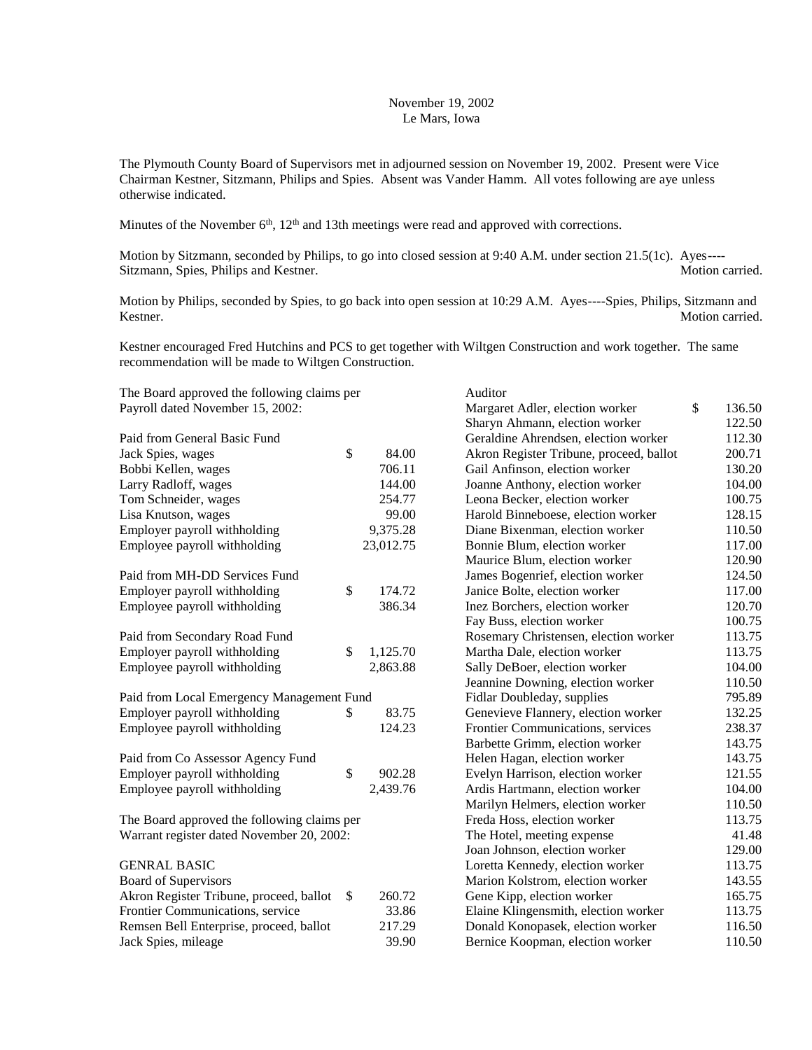November 19, 2002
Le Mars, Iowa

The Plymouth County Board of Supervisors met in adjourned session on November 19, 2002. Present were Vice Chairman Kestner, Sitzmann, Philips and Spies. Absent was Vander Hamm. All votes following are aye unless otherwise indicated.

Minutes of the November 6th, 12th and 13th meetings were read and approved with corrections.

Motion by Sitzmann, seconded by Philips, to go into closed session at 9:40 A.M. under section 21.5(1c). Ayes----Sitzmann, Spies, Philips and Kestner. Motion carried.

Motion by Philips, seconded by Spies, to go back into open session at 10:29 A.M. Ayes----Spies, Philips, Sitzmann and Kestner. Motion carried.

Kestner encouraged Fred Hutchins and PCS to get together with Wiltgen Construction and work together. The same recommendation will be made to Wiltgen Construction.

The Board approved the following claims per Payroll dated November 15, 2002:

| Paid from General Basic Fund | |
|---|---|
| Jack Spies, wages | $ 84.00 |
| Bobbi Kellen, wages | 706.11 |
| Larry Radloff, wages | 144.00 |
| Tom Schneider, wages | 254.77 |
| Lisa Knutson, wages | 99.00 |
| Employer payroll withholding | 9,375.28 |
| Employee payroll withholding | 23,012.75 |

| Paid from MH-DD Services Fund | |
|---|---|
| Employer payroll withholding | $ 174.72 |
| Employee payroll withholding | 386.34 |

| Paid from Secondary Road Fund | |
|---|---|
| Employer payroll withholding | $ 1,125.70 |
| Employee payroll withholding | 2,863.88 |

| Paid from Local Emergency Management Fund | |
|---|---|
| Employer payroll withholding | $ 83.75 |
| Employee payroll withholding | 124.23 |

| Paid from Co Assessor Agency Fund | |
|---|---|
| Employer payroll withholding | $ 902.28 |
| Employee payroll withholding | 2,439.76 |

The Board approved the following claims per Warrant register dated November 20, 2002:

GENRAL BASIC

| Board of Supervisors | |
|---|---|
| Akron Register Tribune, proceed, ballot | $ 260.72 |
| Frontier Communications, service | 33.86 |
| Remsen Bell Enterprise, proceed, ballot | 217.29 |
| Jack Spies, mileage | 39.90 |

| Auditor | |
|---|---|
| Margaret Adler, election worker | $ 136.50 |
| Sharyn Ahmann, election worker | 122.50 |
| Geraldine Ahrendsen, election worker | 112.30 |
| Akron Register Tribune, proceed, ballot | 200.71 |
| Gail Anfinson, election worker | 130.20 |
| Joanne Anthony, election worker | 104.00 |
| Leona Becker, election worker | 100.75 |
| Harold Binneboese, election worker | 128.15 |
| Diane Bixenman, election worker | 110.50 |
| Bonnie Blum, election worker | 117.00 |
| Maurice Blum, election worker | 120.90 |
| James Bogenrief, election worker | 124.50 |
| Janice Bolte, election worker | 117.00 |
| Inez Borchers, election worker | 120.70 |
| Fay Buss, election worker | 100.75 |
| Rosemary Christensen, election worker | 113.75 |
| Martha Dale, election worker | 113.75 |
| Sally DeBoer, election worker | 104.00 |
| Jeannine Downing, election worker | 110.50 |
| Fidlar Doubleday, supplies | 795.89 |
| Genevieve Flannery, election worker | 132.25 |
| Frontier Communications, services | 238.37 |
| Barbette Grimm, election worker | 143.75 |
| Helen Hagan, election worker | 143.75 |
| Evelyn Harrison, election worker | 121.55 |
| Ardis Hartmann, election worker | 104.00 |
| Marilyn Helmers, election worker | 110.50 |
| Freda Hoss, election worker | 113.75 |
| The Hotel, meeting expense | 41.48 |
| Joan Johnson, election worker | 129.00 |
| Loretta Kennedy, election worker | 113.75 |
| Marion Kolstrom, election worker | 143.55 |
| Gene Kipp, election worker | 165.75 |
| Elaine Klingensmith, election worker | 113.75 |
| Donald Konopasek, election worker | 116.50 |
| Bernice Koopman, election worker | 110.50 |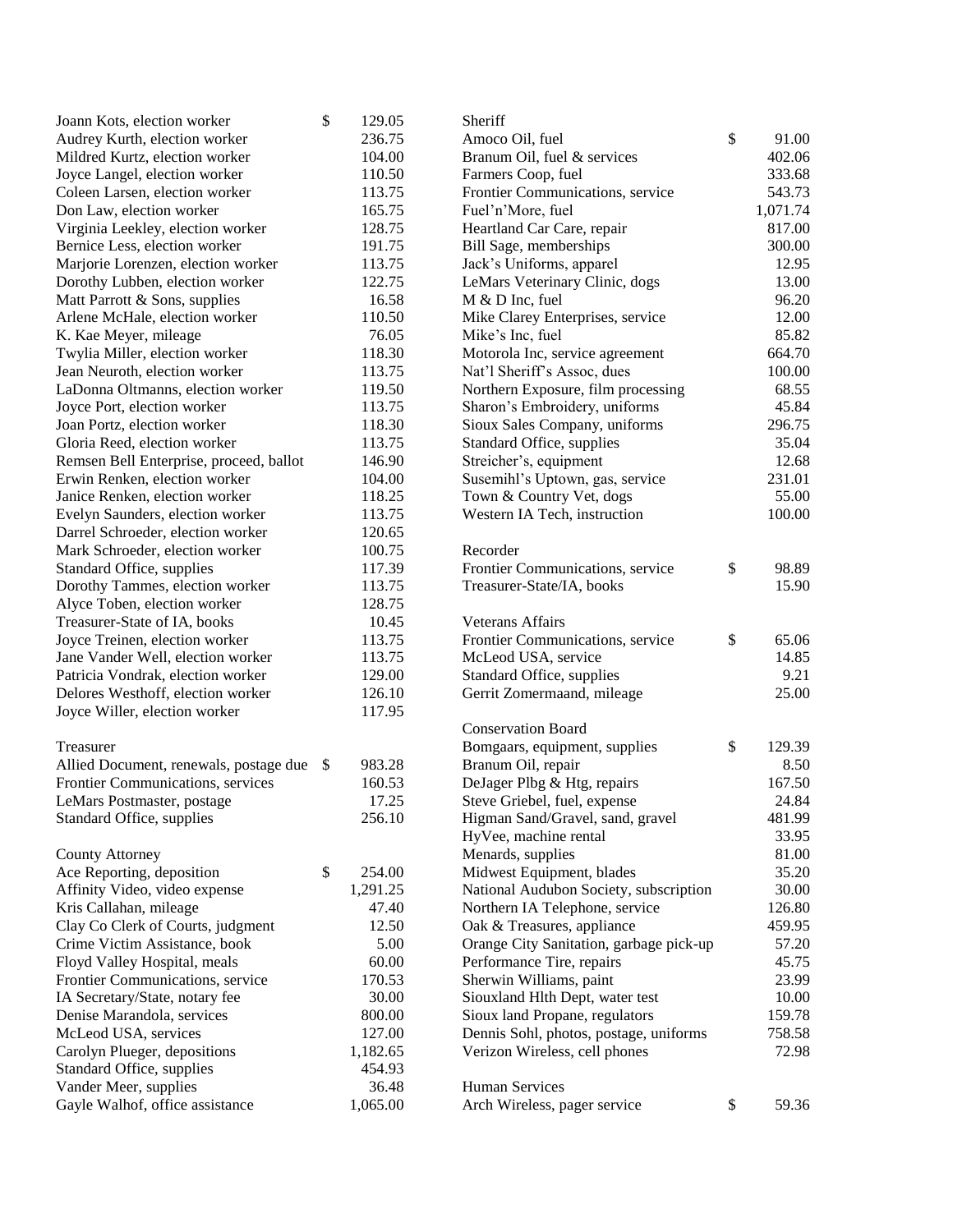| | |
|---|---|
| Joann Kots, election worker | $ 129.05 |
| Audrey Kurth, election worker | 236.75 |
| Mildred Kurtz, election worker | 104.00 |
| Joyce Langel, election worker | 110.50 |
| Coleen Larsen, election worker | 113.75 |
| Don Law, election worker | 165.75 |
| Virginia Leekley, election worker | 128.75 |
| Bernice Less, election worker | 191.75 |
| Marjorie Lorenzen, election worker | 113.75 |
| Dorothy Lubben, election worker | 122.75 |
| Matt Parrott & Sons, supplies | 16.58 |
| Arlene McHale, election worker | 110.50 |
| K. Kae Meyer, mileage | 76.05 |
| Twylia Miller, election worker | 118.30 |
| Jean Neuroth, election worker | 113.75 |
| LaDonna Oltmanns, election worker | 119.50 |
| Joyce Port, election worker | 113.75 |
| Joan Portz, election worker | 118.30 |
| Gloria Reed, election worker | 113.75 |
| Remsen Bell Enterprise, proceed, ballot | 146.90 |
| Erwin Renken, election worker | 104.00 |
| Janice Renken, election worker | 118.25 |
| Evelyn Saunders, election worker | 113.75 |
| Darrel Schroeder, election worker | 120.65 |
| Mark Schroeder, election worker | 100.75 |
| Standard Office, supplies | 117.39 |
| Dorothy Tammes, election worker | 113.75 |
| Alyce Toben, election worker | 128.75 |
| Treasurer-State of IA, books | 10.45 |
| Joyce Treinen, election worker | 113.75 |
| Jane Vander Well, election worker | 113.75 |
| Patricia Vondrak, election worker | 129.00 |
| Delores Westhoff, election worker | 126.10 |
| Joyce Willer, election worker | 117.95 |

Treasurer

| | |
|---|---|
| Allied Document, renewals, postage due | $ 983.28 |
| Frontier Communications, services | 160.53 |
| LeMars Postmaster, postage | 17.25 |
| Standard Office, supplies | 256.10 |

County Attorney

| | |
|---|---|
| Ace Reporting, deposition | $ 254.00 |
| Affinity Video, video expense | 1,291.25 |
| Kris Callahan, mileage | 47.40 |
| Clay Co Clerk of Courts, judgment | 12.50 |
| Crime Victim Assistance, book | 5.00 |
| Floyd Valley Hospital, meals | 60.00 |
| Frontier Communications, service | 170.53 |
| IA Secretary/State, notary fee | 30.00 |
| Denise Marandola, services | 800.00 |
| McLeod USA, services | 127.00 |
| Carolyn Plueger, depositions | 1,182.65 |
| Standard Office, supplies | 454.93 |
| Vander Meer, supplies | 36.48 |
| Gayle Walhof, office assistance | 1,065.00 |

Sheriff

| | |
|---|---|
| Amoco Oil, fuel | $ 91.00 |
| Branum Oil, fuel & services | 402.06 |
| Farmers Coop, fuel | 333.68 |
| Frontier Communications, service | 543.73 |
| Fuel'n'More, fuel | 1,071.74 |
| Heartland Car Care, repair | 817.00 |
| Bill Sage, memberships | 300.00 |
| Jack's Uniforms, apparel | 12.95 |
| LeMars Veterinary Clinic, dogs | 13.00 |
| M & D Inc, fuel | 96.20 |
| Mike Clarey Enterprises, service | 12.00 |
| Mike's Inc, fuel | 85.82 |
| Motorola Inc, service agreement | 664.70 |
| Nat'l Sheriff's Assoc, dues | 100.00 |
| Northern Exposure, film processing | 68.55 |
| Sharon's Embroidery, uniforms | 45.84 |
| Sioux Sales Company, uniforms | 296.75 |
| Standard Office, supplies | 35.04 |
| Streicher's, equipment | 12.68 |
| Susemihl's Uptown, gas, service | 231.01 |
| Town & Country Vet, dogs | 55.00 |
| Western IA Tech, instruction | 100.00 |

Recorder

| | |
|---|---|
| Frontier Communications, service | $ 98.89 |
| Treasurer-State/IA, books | 15.90 |

Veterans Affairs

| | |
|---|---|
| Frontier Communications, service | $ 65.06 |
| McLeod USA, service | 14.85 |
| Standard Office, supplies | 9.21 |
| Gerrit Zomermaand, mileage | 25.00 |

Conservation Board

| | |
|---|---|
| Bomgaars, equipment, supplies | $ 129.39 |
| Branum Oil, repair | 8.50 |
| DeJager Plbg & Htg, repairs | 167.50 |
| Steve Griebel, fuel, expense | 24.84 |
| Higman Sand/Gravel, sand, gravel | 481.99 |
| HyVee, machine rental | 33.95 |
| Menards, supplies | 81.00 |
| Midwest Equipment, blades | 35.20 |
| National Audubon Society, subscription | 30.00 |
| Northern IA Telephone, service | 126.80 |
| Oak & Treasures, appliance | 459.95 |
| Orange City Sanitation, garbage pick-up | 57.20 |
| Performance Tire, repairs | 45.75 |
| Sherwin Williams, paint | 23.99 |
| Siouxland Hlth Dept, water test | 10.00 |
| Sioux land Propane, regulators | 159.78 |
| Dennis Sohl, photos, postage, uniforms | 758.58 |
| Verizon Wireless, cell phones | 72.98 |

Human Services

| | |
|---|---|
| Arch Wireless, pager service | $ 59.36 |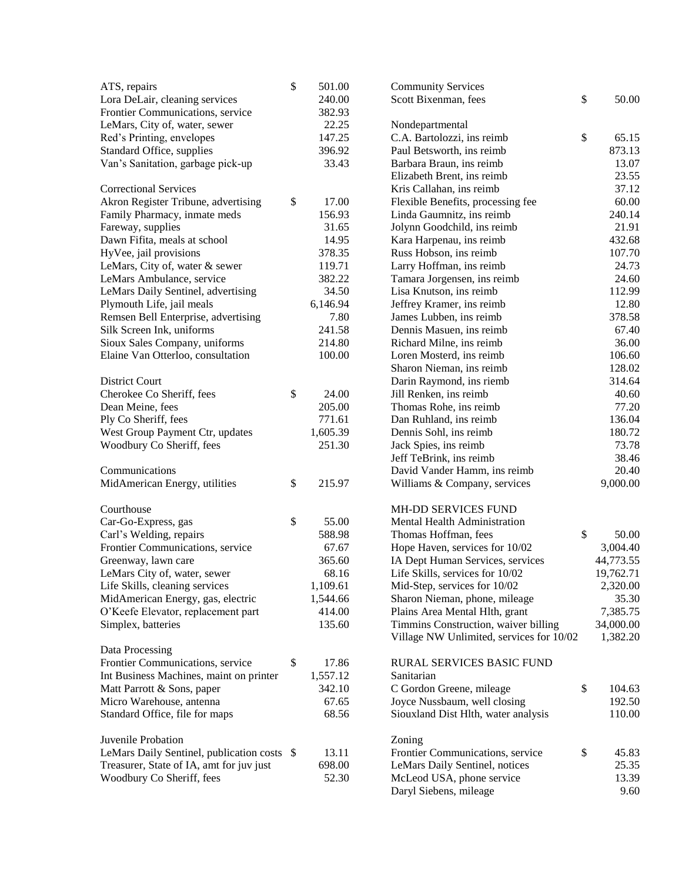| | |
|---|---|
| ATS, repairs | $ 501.00 |
| Lora DeLair, cleaning services | 240.00 |
| Frontier Communications, service | 382.93 |
| LeMars, City of, water, sewer | 22.25 |
| Red's Printing, envelopes | 147.25 |
| Standard Office, supplies | 396.92 |
| Van's Sanitation, garbage pick-up | 33.43 |

Correctional Services

| | |
|---|---|
| Akron Register Tribune, advertising | $ 17.00 |
| Family Pharmacy, inmate meds | 156.93 |
| Fareway, supplies | 31.65 |
| Dawn Fifita, meals at school | 14.95 |
| HyVee, jail provisions | 378.35 |
| LeMars, City of, water & sewer | 119.71 |
| LeMars Ambulance, service | 382.22 |
| LeMars Daily Sentinel, advertising | 34.50 |
| Plymouth Life, jail meals | 6,146.94 |
| Remsen Bell Enterprise, advertising | 7.80 |
| Silk Screen Ink, uniforms | 241.58 |
| Sioux Sales Company, uniforms | 214.80 |
| Elaine Van Otterloo, consultation | 100.00 |

District Court

| | |
|---|---|
| Cherokee Co Sheriff, fees | $ 24.00 |
| Dean Meine, fees | 205.00 |
| Ply Co Sheriff, fees | 771.61 |
| West Group Payment Ctr, updates | 1,605.39 |
| Woodbury Co Sheriff, fees | 251.30 |

Communications

| | |
|---|---|
| MidAmerican Energy, utilities | $ 215.97 |

Courthouse

| | |
|---|---|
| Car-Go-Express, gas | $ 55.00 |
| Carl's Welding, repairs | 588.98 |
| Frontier Communications, service | 67.67 |
| Greenway, lawn care | 365.60 |
| LeMars City of, water, sewer | 68.16 |
| Life Skills, cleaning services | 1,109.61 |
| MidAmerican Energy, gas, electric | 1,544.66 |
| O'Keefe Elevator, replacement part | 414.00 |
| Simplex, batteries | 135.60 |

Data Processing

| | |
|---|---|
| Frontier Communications, service | $ 17.86 |
| Int Business Machines, maint on printer | 1,557.12 |
| Matt Parrott & Sons, paper | 342.10 |
| Micro Warehouse, antenna | 67.65 |
| Standard Office, file for maps | 68.56 |

Juvenile Probation

| | |
|---|---|
| LeMars Daily Sentinel, publication costs | $ 13.11 |
| Treasurer, State of IA, amt for juv just | 698.00 |
| Woodbury Co Sheriff, fees | 52.30 |

Community Services

| | |
|---|---|
| Scott Bixenman, fees | $ 50.00 |

Nondepartmental

| | |
|---|---|
| C.A. Bartolozzi, ins reimb | $ 65.15 |
| Paul Betsworth, ins reimb | 873.13 |
| Barbara Braun, ins reimb | 13.07 |
| Elizabeth Brent, ins reimb | 23.55 |
| Kris Callahan, ins reimb | 37.12 |
| Flexible Benefits, processing fee | 60.00 |
| Linda Gaumnitz, ins reimb | 240.14 |
| Jolynn Goodchild, ins reimb | 21.91 |
| Kara Harpenau, ins reimb | 432.68 |
| Russ Hobson, ins reimb | 107.70 |
| Larry Hoffman, ins reimb | 24.73 |
| Tamara Jorgensen, ins reimb | 24.60 |
| Lisa Knutson, ins reimb | 112.99 |
| Jeffrey Kramer, ins reimb | 12.80 |
| James Lubben, ins reimb | 378.58 |
| Dennis Masuen, ins reimb | 67.40 |
| Richard Milne, ins reimb | 36.00 |
| Loren Mosterd, ins reimb | 106.60 |
| Sharon Nieman, ins reimb | 128.02 |
| Darin Raymond, ins riemb | 314.64 |
| Jill Renken, ins reimb | 40.60 |
| Thomas Rohe, ins reimb | 77.20 |
| Dan Ruhland, ins reimb | 136.04 |
| Dennis Sohl, ins reimb | 180.72 |
| Jack Spies, ins reimb | 73.78 |
| Jeff TeBrink, ins reimb | 38.46 |
| David Vander Hamm, ins reimb | 20.40 |
| Williams & Company, services | 9,000.00 |

MH-DD SERVICES FUND

Mental Health Administration

| | |
|---|---|
| Thomas Hoffman, fees | $ 50.00 |
| Hope Haven, services for 10/02 | 3,004.40 |
| IA Dept Human Services, services | 44,773.55 |
| Life Skills, services for 10/02 | 19,762.71 |
| Mid-Step, services for 10/02 | 2,320.00 |
| Sharon Nieman, phone, mileage | 35.30 |
| Plains Area Mental Hlth, grant | 7,385.75 |
| Timmins Construction, waiver billing | 34,000.00 |
| Village NW Unlimited, services for 10/02 | 1,382.20 |

RURAL SERVICES BASIC FUND

Sanitarian

| | |
|---|---|
| C Gordon Greene, mileage | $ 104.63 |
| Joyce Nussbaum, well closing | 192.50 |
| Siouxland Dist Hlth, water analysis | 110.00 |

Zoning

| | |
|---|---|
| Frontier Communications, service | $ 45.83 |
| LeMars Daily Sentinel, notices | 25.35 |
| McLeod USA, phone service | 13.39 |
| Daryl Siebens, mileage | 9.60 |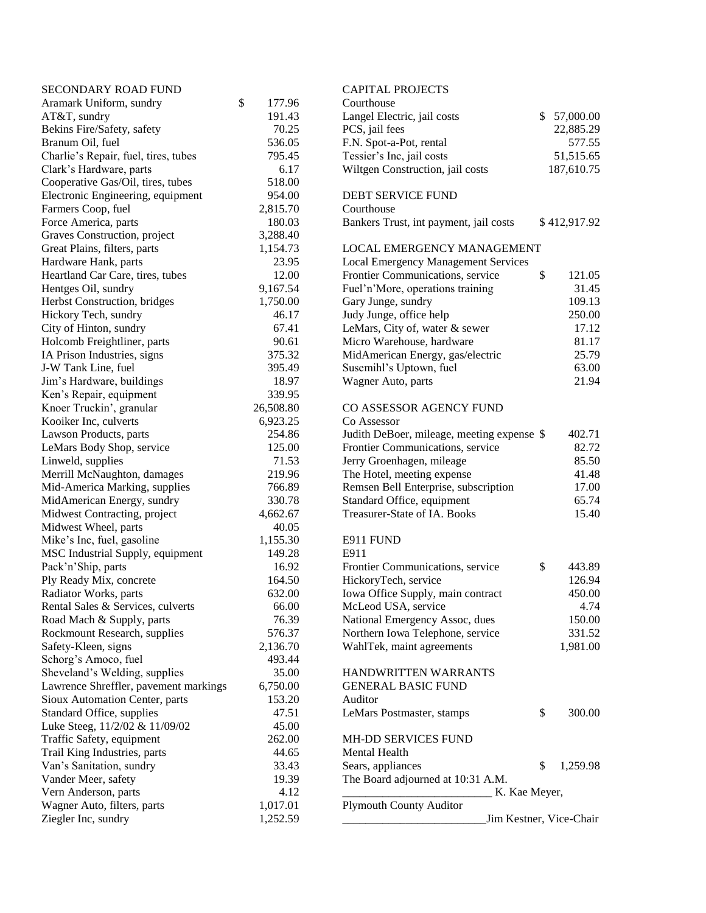SECONDARY ROAD FUND

| | |
|---|---|
| Aramark Uniform, sundry | $ 177.96 |
| AT&T, sundry | 191.43 |
| Bekins Fire/Safety, safety | 70.25 |
| Branum Oil, fuel | 536.05 |
| Charlie's Repair, fuel, tires, tubes | 795.45 |
| Clark's Hardware, parts | 6.17 |
| Cooperative Gas/Oil, tires, tubes | 518.00 |
| Electronic Engineering, equipment | 954.00 |
| Farmers Coop, fuel | 2,815.70 |
| Force America, parts | 180.03 |
| Graves Construction, project | 3,288.40 |
| Great Plains, filters, parts | 1,154.73 |
| Hardware Hank, parts | 23.95 |
| Heartland Car Care, tires, tubes | 12.00 |
| Hentges Oil, sundry | 9,167.54 |
| Herbst Construction, bridges | 1,750.00 |
| Hickory Tech, sundry | 46.17 |
| City of Hinton, sundry | 67.41 |
| Holcomb Freightliner, parts | 90.61 |
| IA Prison Industries, signs | 375.32 |
| J-W Tank Line, fuel | 395.49 |
| Jim's Hardware, buildings | 18.97 |
| Ken's Repair, equipment | 339.95 |
| Knoer Truckin', granular | 26,508.80 |
| Kooiker Inc, culverts | 6,923.25 |
| Lawson Products, parts | 254.86 |
| LeMars Body Shop, service | 125.00 |
| Linweld, supplies | 71.53 |
| Merrill McNaughton, damages | 219.96 |
| Mid-America Marking, supplies | 766.89 |
| MidAmerican Energy, sundry | 330.78 |
| Midwest Contracting, project | 4,662.67 |
| Midwest Wheel, parts | 40.05 |
| Mike's Inc, fuel, gasoline | 1,155.30 |
| MSC Industrial Supply, equipment | 149.28 |
| Pack'n'Ship, parts | 16.92 |
| Ply Ready Mix, concrete | 164.50 |
| Radiator Works, parts | 632.00 |
| Rental Sales & Services, culverts | 66.00 |
| Road Mach & Supply, parts | 76.39 |
| Rockmount Research, supplies | 576.37 |
| Safety-Kleen, signs | 2,136.70 |
| Schorg's Amoco, fuel | 493.44 |
| Sheveland's Welding, supplies | 35.00 |
| Lawrence Shreffler, pavement markings | 6,750.00 |
| Sioux Automation Center, parts | 153.20 |
| Standard Office, supplies | 47.51 |
| Luke Steeg, 11/2/02 & 11/09/02 | 45.00 |
| Traffic Safety, equipment | 262.00 |
| Trail King Industries, parts | 44.65 |
| Van's Sanitation, sundry | 33.43 |
| Vander Meer, safety | 19.39 |
| Vern Anderson, parts | 4.12 |
| Wagner Auto, filters, parts | 1,017.01 |
| Ziegler Inc, sundry | 1,252.59 |

CAPITAL PROJECTS

Courthouse

| | |
|---|---|
| Langel Electric, jail costs | $ 57,000.00 |
| PCS, jail fees | 22,885.29 |
| F.N. Spot-a-Pot, rental | 577.55 |
| Tessier's Inc, jail costs | 51,515.65 |
| Wiltgen Construction, jail costs | 187,610.75 |

DEBT SERVICE FUND

Courthouse

| | |
|---|---|
| Bankers Trust, int payment, jail costs | $ 412,917.92 |

LOCAL EMERGENCY MANAGEMENT

Local Emergency Management Services

| | |
|---|---|
| Frontier Communications, service | $ 121.05 |
| Fuel'n'More, operations training | 31.45 |
| Gary Junge, sundry | 109.13 |
| Judy Junge, office help | 250.00 |
| LeMars, City of, water & sewer | 17.12 |
| Micro Warehouse, hardware | 81.17 |
| MidAmerican Energy, gas/electric | 25.79 |
| Susemihl's Uptown, fuel | 63.00 |
| Wagner Auto, parts | 21.94 |

CO ASSESSOR AGENCY FUND

Co Assessor

| | |
|---|---|
| Judith DeBoer, mileage, meeting expense | $ 402.71 |
| Frontier Communications, service | 82.72 |
| Jerry Groenhagen, mileage | 85.50 |
| The Hotel, meeting expense | 41.48 |
| Remsen Bell Enterprise, subscription | 17.00 |
| Standard Office, equipment | 65.74 |
| Treasurer-State of IA. Books | 15.40 |

E911 FUND

E911

| | |
|---|---|
| Frontier Communications, service | $ 443.89 |
| HickoryTech, service | 126.94 |
| Iowa Office Supply, main contract | 450.00 |
| McLeod USA, service | 4.74 |
| National Emergency Assoc, dues | 150.00 |
| Northern Iowa Telephone, service | 331.52 |
| WahlTek, maint agreements | 1,981.00 |

HANDWRITTEN WARRANTS

GENERAL BASIC FUND

Auditor

| | |
|---|---|
| LeMars Postmaster, stamps | $ 300.00 |

MH-DD SERVICES FUND

Mental Health

| | |
|---|---|
| Sears, appliances | $ 1,259.98 |

The Board adjourned at 10:31 A.M.

__________________________ K. Kae Meyer,
Plymouth County Auditor

_________________________Jim Kestner, Vice-Chair